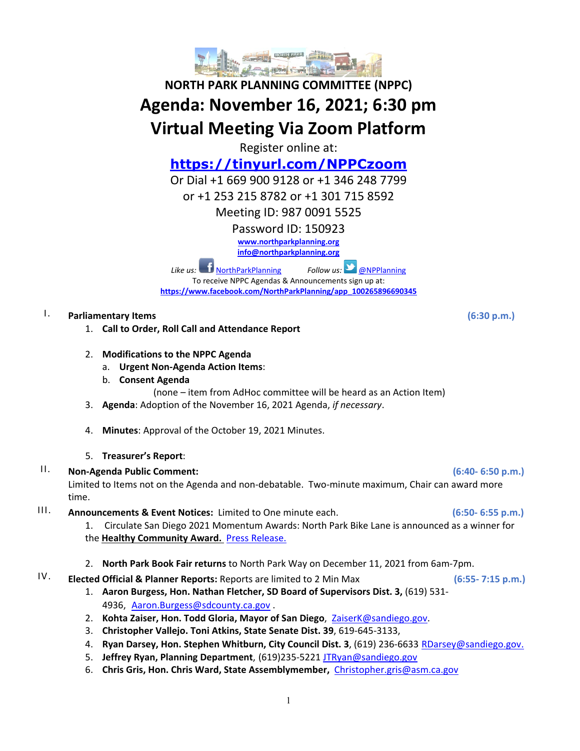# NORTH PARK PLANNING COMMITTEE (NPPC)

# Agenda: November 16, 2021; 6:30 pm

# Virtual Meeting Via Zoom Platform

Register online at:

**https://tinyurl.com/NPPCzoom**

Or Dial +1 669 900 9128 or +1 346 248 7799
or +1 253 215 8782 or +1 301 715 8592

Meeting ID: 987 0091 5525

Password ID: 150923

www.northparkplanning.org
info@northparkplanning.org

*Like us:* NorthParkPlanning *Follow us:* @NPPlanning

To receive NPPC Agendas & Announcements sign up at:
https://www.facebook.com/NorthParkPlanning/app_100265896690345

I. **Parliamentary Items** **(6:30 p.m.)**

1. **Call to Order, Roll Call and Attendance Report**
2. **Modifications to the NPPC Agenda**
   a. **Urgent Non-Agenda Action Items**:
   b. **Consent Agenda**
      (none – item from AdHoc committee will be heard as an Action Item)
3. **Agenda**: Adoption of the November 16, 2021 Agenda, *if necessary*.
4. **Minutes**: Approval of the October 19, 2021 Minutes.
5. **Treasurer's Report**:

II. **Non-Agenda Public Comment:** **(6:40- 6:50 p.m.)**
Limited to Items not on the Agenda and non-debatable. Two-minute maximum, Chair can award more time.

III. **Announcements & Event Notices:** Limited to One minute each. **(6:50- 6:55 p.m.)**

1. Circulate San Diego 2021 Momentum Awards: North Park Bike Lane is announced as a winner for the **Healthy Community Award.** Press Release.
2. **North Park Book Fair returns** to North Park Way on December 11, 2021 from 6am-7pm.

IV. **Elected Official & Planner Reports:** Reports are limited to 2 Min Max **(6:55- 7:15 p.m.)**

1. **Aaron Burgess, Hon. Nathan Fletcher, SD Board of Supervisors Dist. 3,** (619) 531-4936, Aaron.Burgess@sdcounty.ca.gov .
2. **Kohta Zaiser, Hon. Todd Gloria, Mayor of San Diego**, ZaiserK@sandiego.gov.
3. **Christopher Vallejo. Toni Atkins, State Senate Dist. 39**, 619-645-3133,
4. **Ryan Darsey, Hon. Stephen Whitburn, City Council Dist. 3**, (619) 236-6633 RDarsey@sandiego.gov.
5. **Jeffrey Ryan, Planning Department**, (619)235-5221 JTRyan@sandiego.gov
6. **Chris Gris, Hon. Chris Ward, State Assemblymember,** Christopher.gris@asm.ca.gov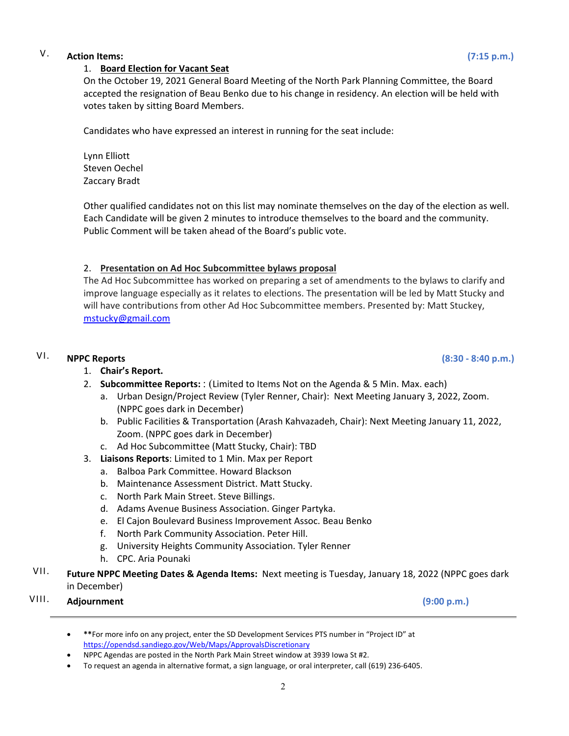## V. Action Items: (7:15 p.m.)

1. **Board Election for Vacant Seat**

   On the October 19, 2021 General Board Meeting of the North Park Planning Committee, the Board accepted the resignation of Beau Benko due to his change in residency. An election will be held with votes taken by sitting Board Members.

   Candidates who have expressed an interest in running for the seat include:

   Lynn Elliott
   Steven Oechel
   Zaccary Bradt

   Other qualified candidates not on this list may nominate themselves on the day of the election as well. Each Candidate will be given 2 minutes to introduce themselves to the board and the community. Public Comment will be taken ahead of the Board's public vote.

2. **Presentation on Ad Hoc Subcommittee bylaws proposal**

   The Ad Hoc Subcommittee has worked on preparing a set of amendments to the bylaws to clarify and improve language especially as it relates to elections. The presentation will be led by Matt Stucky and will have contributions from other Ad Hoc Subcommittee members. Presented by: Matt Stuckey, mstucky@gmail.com

## VI. NPPC Reports (8:30 - 8:40 p.m.)

1. **Chair's Report.**
2. **Subcommittee Reports:** : (Limited to Items Not on the Agenda & 5 Min. Max. each)
   a. Urban Design/Project Review (Tyler Renner, Chair): Next Meeting January 3, 2022, Zoom. (NPPC goes dark in December)
   b. Public Facilities & Transportation (Arash Kahvazadeh, Chair): Next Meeting January 11, 2022, Zoom. (NPPC goes dark in December)
   c. Ad Hoc Subcommittee (Matt Stucky, Chair): TBD
3. **Liaisons Reports**: Limited to 1 Min. Max per Report
   a. Balboa Park Committee. Howard Blackson
   b. Maintenance Assessment District. Matt Stucky.
   c. North Park Main Street. Steve Billings.
   d. Adams Avenue Business Association. Ginger Partyka.
   e. El Cajon Boulevard Business Improvement Assoc. Beau Benko
   f. North Park Community Association. Peter Hill.
   g. University Heights Community Association. Tyler Renner
   h. CPC. Aria Pounaki

## VII. Future NPPC Meeting Dates & Agenda Items:

Next meeting is Tuesday, January 18, 2022 (NPPC goes dark in December)

## VIII. Adjournment (9:00 p.m.)

---

- **For more info on any project, enter the SD Development Services PTS number in "Project ID" at https://opendsd.sandiego.gov/Web/Maps/ApprovalsDiscretionary
- NPPC Agendas are posted in the North Park Main Street window at 3939 Iowa St #2.
- To request an agenda in alternative format, a sign language, or oral interpreter, call (619) 236-6405.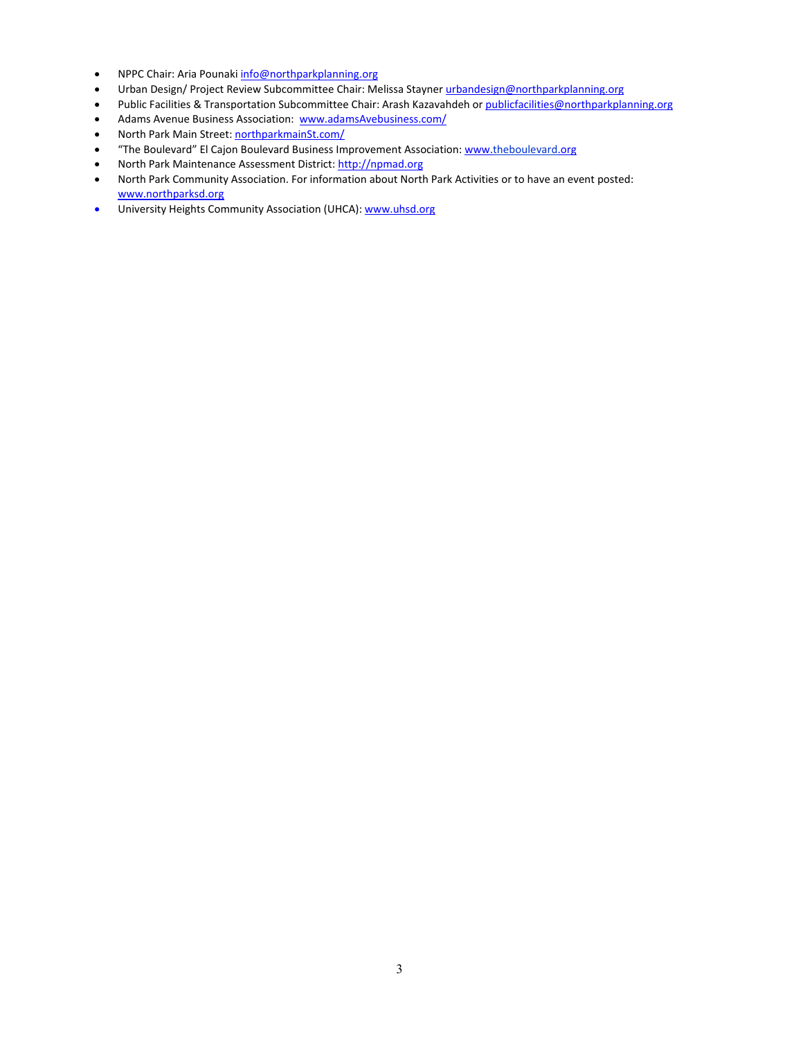- NPPC Chair: Aria Pounaki info@northparkplanning.org
- Urban Design/ Project Review Subcommittee Chair: Melissa Stayner urbandesign@northparkplanning.org
- Public Facilities & Transportation Subcommittee Chair: Arash Kazavahdeh or publicfacilities@northparkplanning.org
- Adams Avenue Business Association: www.adamsAvebusiness.com/
- North Park Main Street: northparkmainSt.com/
- "The Boulevard" El Cajon Boulevard Business Improvement Association: www.theboulevard.org
- North Park Maintenance Assessment District: http://npmad.org
- North Park Community Association. For information about North Park Activities or to have an event posted: www.northparksd.org
- University Heights Community Association (UHCA): www.uhsd.org